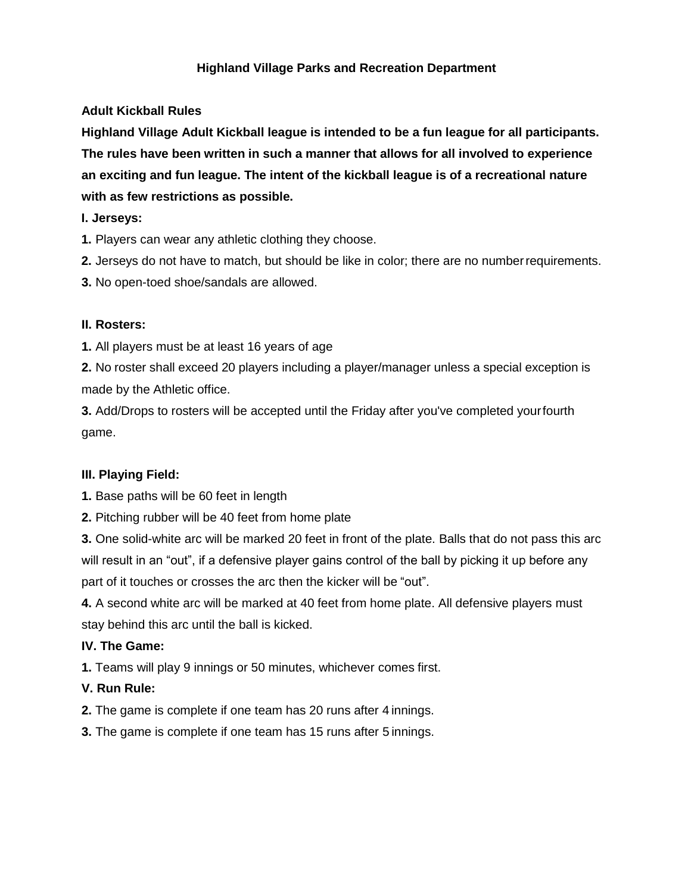# Highland Village Parks and Recreation Department

## Adult Kickball Rules

**Highland Village Adult Kickball league is intended to be a fun league for all participants. The rules have been written in such a manner that allows for all involved to experience an exciting and fun league. The intent of the kickball league is of a recreational nature with as few restrictions as possible.**

### I. Jerseys:

**1.** Players can wear any athletic clothing they choose.

**2.** Jerseys do not have to match, but should be like in color; there are no number requirements.

**3.** No open-toed shoe/sandals are allowed.

### II. Rosters:

**1.** All players must be at least 16 years of age

**2.** No roster shall exceed 20 players including a player/manager unless a special exception is made by the Athletic office.

**3.** Add/Drops to rosters will be accepted until the Friday after you've completed your fourth game.

### III. Playing Field:

**1.** Base paths will be 60 feet in length

**2.** Pitching rubber will be 40 feet from home plate

**3.** One solid-white arc will be marked 20 feet in front of the plate. Balls that do not pass this arc will result in an "out", if a defensive player gains control of the ball by picking it up before any part of it touches or crosses the arc then the kicker will be "out".

**4.** A second white arc will be marked at 40 feet from home plate. All defensive players must stay behind this arc until the ball is kicked.

### IV. The Game:

**1.** Teams will play 9 innings or 50 minutes, whichever comes first.

### V. Run Rule:

**2.** The game is complete if one team has 20 runs after 4 innings.

**3.** The game is complete if one team has 15 runs after 5 innings.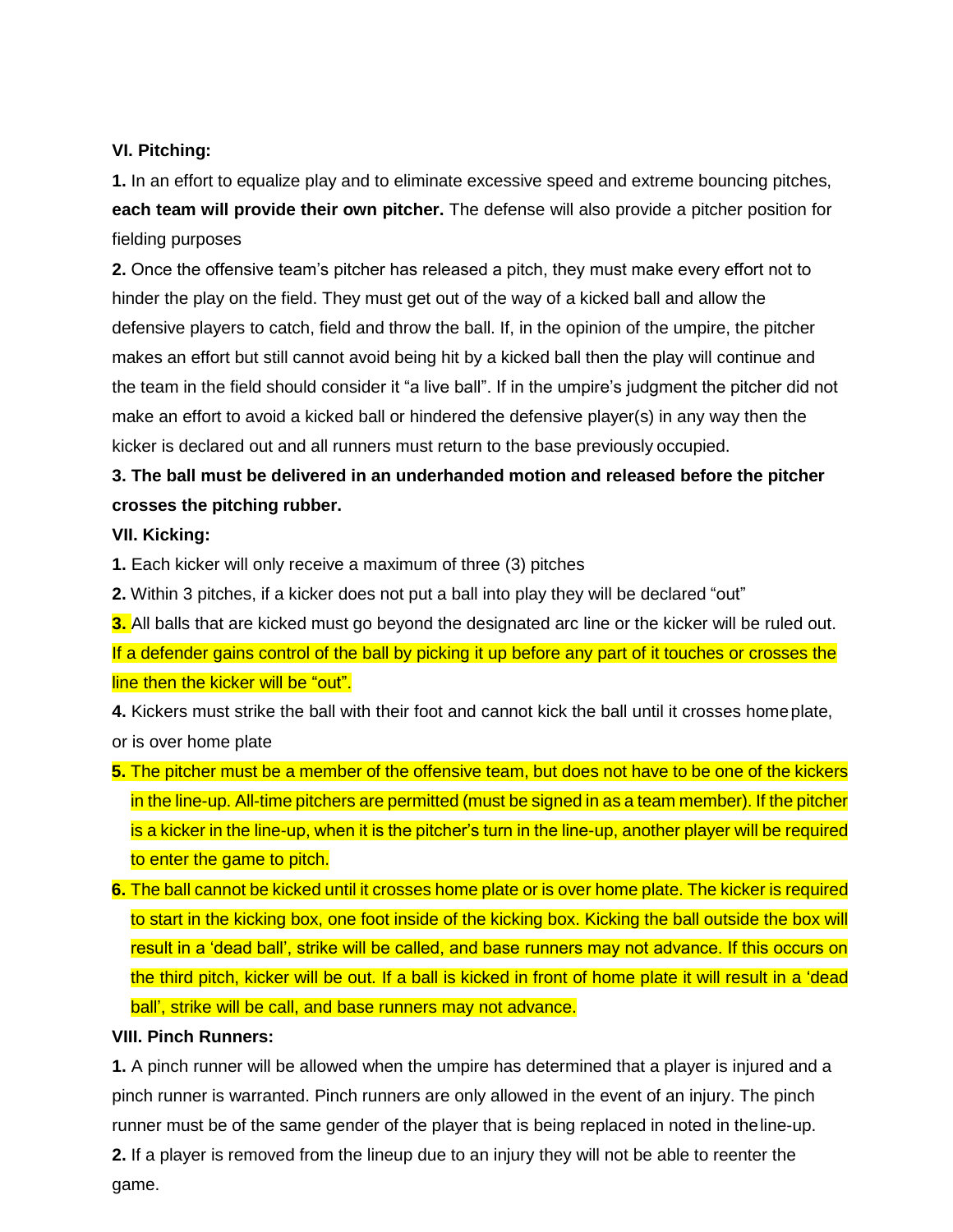**VI. Pitching:**

**1.** In an effort to equalize play and to eliminate excessive speed and extreme bouncing pitches, **each team will provide their own pitcher.** The defense will also provide a pitcher position for fielding purposes

**2.** Once the offensive team's pitcher has released a pitch, they must make every effort not to hinder the play on the field. They must get out of the way of a kicked ball and allow the defensive players to catch, field and throw the ball. If, in the opinion of the umpire, the pitcher makes an effort but still cannot avoid being hit by a kicked ball then the play will continue and the team in the field should consider it "a live ball". If in the umpire's judgment the pitcher did not make an effort to avoid a kicked ball or hindered the defensive player(s) in any way then the kicker is declared out and all runners must return to the base previously occupied.

**3. The ball must be delivered in an underhanded motion and released before the pitcher crosses the pitching rubber.**

**VII. Kicking:**

**1.** Each kicker will only receive a maximum of three (3) pitches

**2.** Within 3 pitches, if a kicker does not put a ball into play they will be declared "out"

**3.** All balls that are kicked must go beyond the designated arc line or the kicker will be ruled out. If a defender gains control of the ball by picking it up before any part of it touches or crosses the line then the kicker will be "out".

**4.** Kickers must strike the ball with their foot and cannot kick the ball until it crosses home plate, or is over home plate

**5.** The pitcher must be a member of the offensive team, but does not have to be one of the kickers in the line-up. All-time pitchers are permitted (must be signed in as a team member). If the pitcher is a kicker in the line-up, when it is the pitcher's turn in the line-up, another player will be required to enter the game to pitch.

**6.** The ball cannot be kicked until it crosses home plate or is over home plate. The kicker is required to start in the kicking box, one foot inside of the kicking box. Kicking the ball outside the box will result in a 'dead ball', strike will be called, and base runners may not advance. If this occurs on the third pitch, kicker will be out. If a ball is kicked in front of home plate it will result in a 'dead ball', strike will be call, and base runners may not advance.

**VIII. Pinch Runners:**

**1.** A pinch runner will be allowed when the umpire has determined that a player is injured and a pinch runner is warranted. Pinch runners are only allowed in the event of an injury. The pinch runner must be of the same gender of the player that is being replaced in noted in the line-up.

**2.** If a player is removed from the lineup due to an injury they will not be able to reenter the game.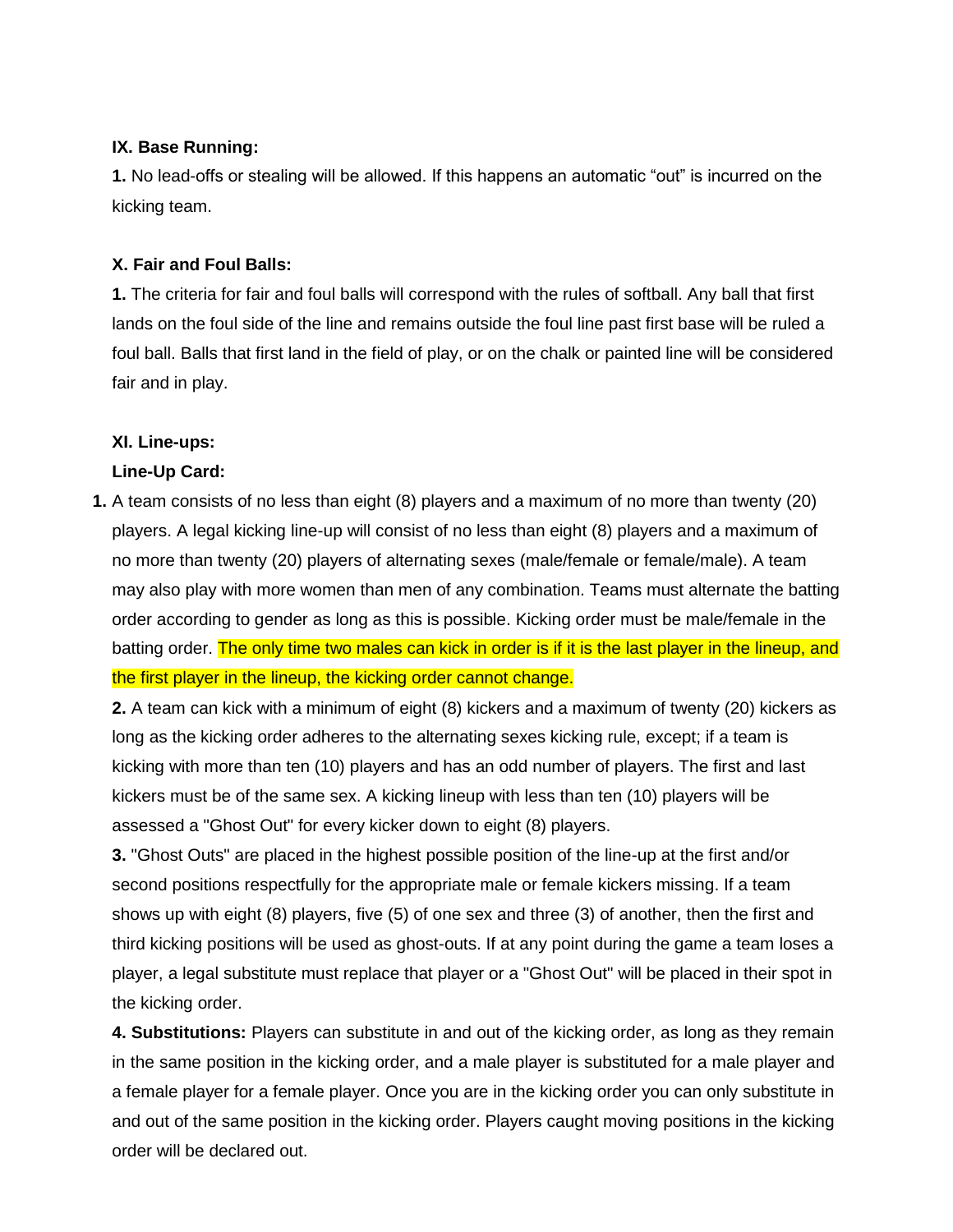**IX. Base Running:**

**1.** No lead-offs or stealing will be allowed. If this happens an automatic "out" is incurred on the kicking team.

**X. Fair and Foul Balls:**

**1.** The criteria for fair and foul balls will correspond with the rules of softball. Any ball that first lands on the foul side of the line and remains outside the foul line past first base will be ruled a foul ball. Balls that first land in the field of play, or on the chalk or painted line will be considered fair and in play.

**XI. Line-ups:**

**Line-Up Card:**

**1.** A team consists of no less than eight (8) players and a maximum of no more than twenty (20) players. A legal kicking line-up will consist of no less than eight (8) players and a maximum of no more than twenty (20) players of alternating sexes (male/female or female/male). A team may also play with more women than men of any combination. Teams must alternate the batting order according to gender as long as this is possible. Kicking order must be male/female in the batting order. The only time two males can kick in order is if it is the last player in the lineup, and the first player in the lineup, the kicking order cannot change.

**2.** A team can kick with a minimum of eight (8) kickers and a maximum of twenty (20) kickers as long as the kicking order adheres to the alternating sexes kicking rule, except; if a team is kicking with more than ten (10) players and has an odd number of players. The first and last kickers must be of the same sex. A kicking lineup with less than ten (10) players will be assessed a "Ghost Out" for every kicker down to eight (8) players.

**3.** "Ghost Outs" are placed in the highest possible position of the line-up at the first and/or second positions respectfully for the appropriate male or female kickers missing. If a team shows up with eight (8) players, five (5) of one sex and three (3) of another, then the first and third kicking positions will be used as ghost-outs. If at any point during the game a team loses a player, a legal substitute must replace that player or a "Ghost Out" will be placed in their spot in the kicking order.

**4. Substitutions:** Players can substitute in and out of the kicking order, as long as they remain in the same position in the kicking order, and a male player is substituted for a male player and a female player for a female player. Once you are in the kicking order you can only substitute in and out of the same position in the kicking order. Players caught moving positions in the kicking order will be declared out.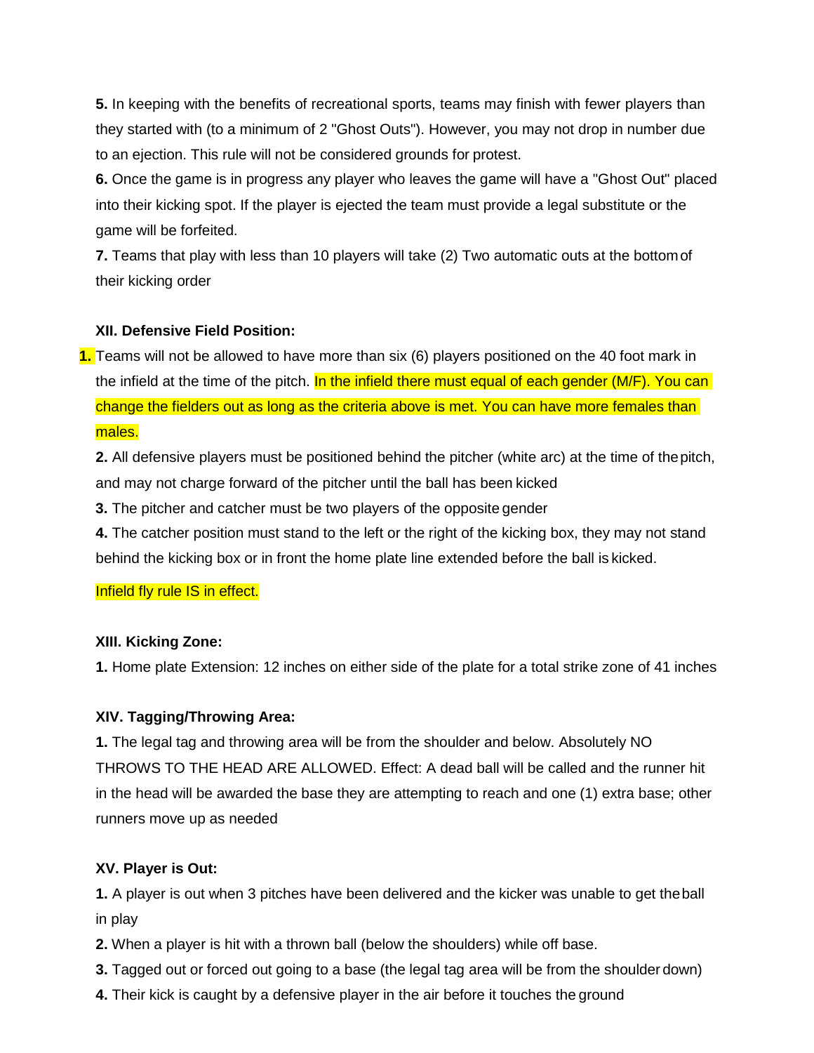**5.** In keeping with the benefits of recreational sports, teams may finish with fewer players than they started with (to a minimum of 2 "Ghost Outs"). However, you may not drop in number due to an ejection. This rule will not be considered grounds for protest.

**6.** Once the game is in progress any player who leaves the game will have a "Ghost Out" placed into their kicking spot. If the player is ejected the team must provide a legal substitute or the game will be forfeited.

**7.** Teams that play with less than 10 players will take (2) Two automatic outs at the bottom of their kicking order

**XII. Defensive Field Position:**

**1.** Teams will not be allowed to have more than six (6) players positioned on the 40 foot mark in the infield at the time of the pitch. In the infield there must equal of each gender (M/F). You can change the fielders out as long as the criteria above is met. You can have more females than males.

**2.** All defensive players must be positioned behind the pitcher (white arc) at the time of the pitch, and may not charge forward of the pitcher until the ball has been kicked

**3.** The pitcher and catcher must be two players of the opposite gender

**4.** The catcher position must stand to the left or the right of the kicking box, they may not stand behind the kicking box or in front the home plate line extended before the ball is kicked.

Infield fly rule IS in effect.

**XIII. Kicking Zone:**

**1.** Home plate Extension: 12 inches on either side of the plate for a total strike zone of 41 inches

**XIV. Tagging/Throwing Area:**

**1.** The legal tag and throwing area will be from the shoulder and below. Absolutely NO THROWS TO THE HEAD ARE ALLOWED. Effect: A dead ball will be called and the runner hit in the head will be awarded the base they are attempting to reach and one (1) extra base; other runners move up as needed

**XV. Player is Out:**

**1.** A player is out when 3 pitches have been delivered and the kicker was unable to get the ball in play

**2.** When a player is hit with a thrown ball (below the shoulders) while off base.

**3.** Tagged out or forced out going to a base (the legal tag area will be from the shoulder down)

**4.** Their kick is caught by a defensive player in the air before it touches the ground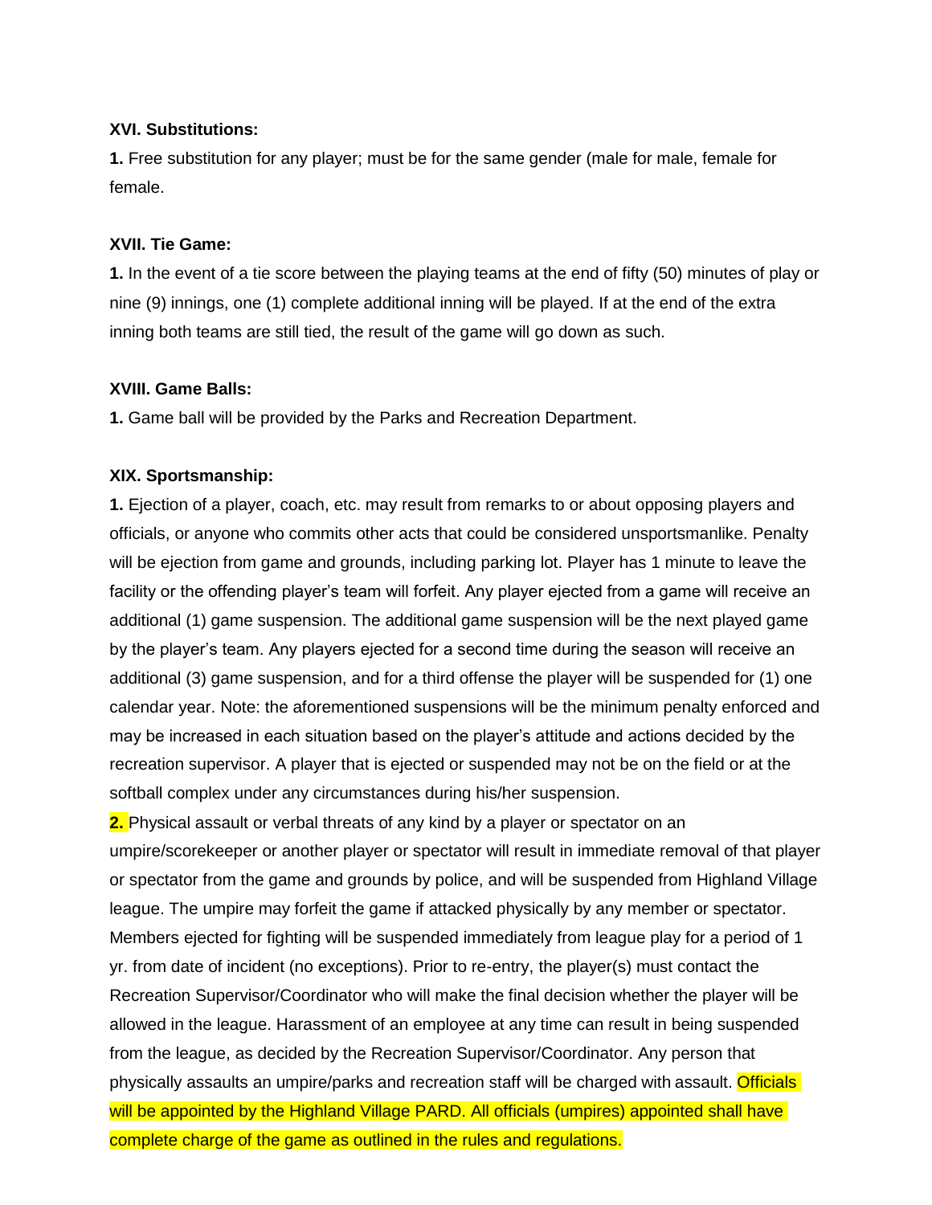**XVI. Substitutions:**

**1.** Free substitution for any player; must be for the same gender (male for male, female for female.

**XVII. Tie Game:**

**1.** In the event of a tie score between the playing teams at the end of fifty (50) minutes of play or nine (9) innings, one (1) complete additional inning will be played. If at the end of the extra inning both teams are still tied, the result of the game will go down as such.

**XVIII. Game Balls:**

**1.** Game ball will be provided by the Parks and Recreation Department.

**XIX. Sportsmanship:**

**1.** Ejection of a player, coach, etc. may result from remarks to or about opposing players and officials, or anyone who commits other acts that could be considered unsportsmanlike. Penalty will be ejection from game and grounds, including parking lot. Player has 1 minute to leave the facility or the offending player's team will forfeit. Any player ejected from a game will receive an additional (1) game suspension. The additional game suspension will be the next played game by the player's team. Any players ejected for a second time during the season will receive an additional (3) game suspension, and for a third offense the player will be suspended for (1) one calendar year. Note: the aforementioned suspensions will be the minimum penalty enforced and may be increased in each situation based on the player's attitude and actions decided by the recreation supervisor. A player that is ejected or suspended may not be on the field or at the softball complex under any circumstances during his/her suspension.

**2.** Physical assault or verbal threats of any kind by a player or spectator on an umpire/scorekeeper or another player or spectator will result in immediate removal of that player or spectator from the game and grounds by police, and will be suspended from Highland Village league. The umpire may forfeit the game if attacked physically by any member or spectator. Members ejected for fighting will be suspended immediately from league play for a period of 1 yr. from date of incident (no exceptions). Prior to re-entry, the player(s) must contact the Recreation Supervisor/Coordinator who will make the final decision whether the player will be allowed in the league. Harassment of an employee at any time can result in being suspended from the league, as decided by the Recreation Supervisor/Coordinator. Any person that physically assaults an umpire/parks and recreation staff will be charged with assault. Officials will be appointed by the Highland Village PARD. All officials (umpires) appointed shall have complete charge of the game as outlined in the rules and regulations.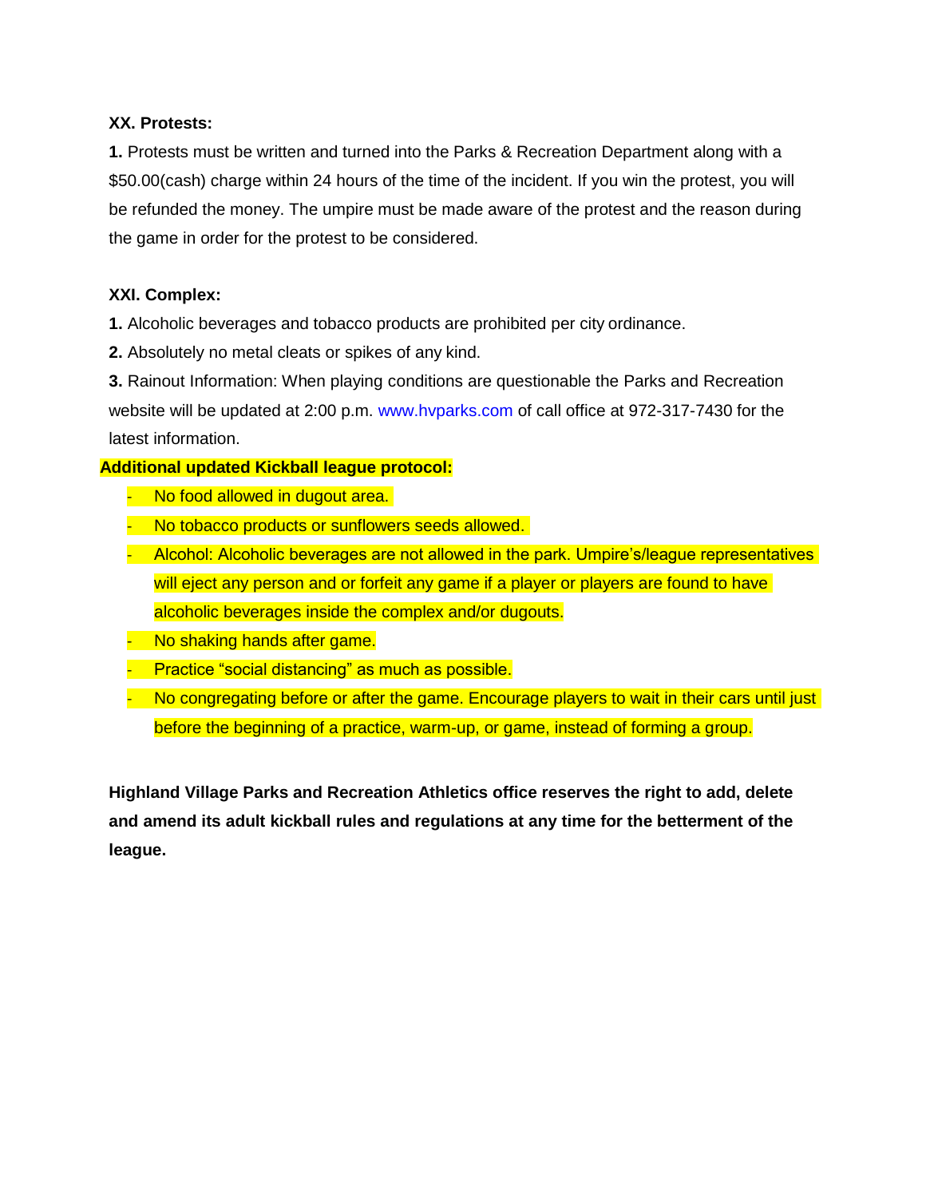**XX. Protests:**

**1.** Protests must be written and turned into the Parks & Recreation Department along with a $50.00(cash) charge within 24 hours of the time of the incident. If you win the protest, you will be refunded the money. The umpire must be made aware of the protest and the reason during the game in order for the protest to be considered.

**XXI. Complex:**

**1.** Alcoholic beverages and tobacco products are prohibited per city ordinance.

**2.** Absolutely no metal cleats or spikes of any kind.

**3.** Rainout Information: When playing conditions are questionable the Parks and Recreation website will be updated at 2:00 p.m. www.hvparks.com of call office at 972-317-7430 for the latest information.

**Additional updated Kickball league protocol:**

- No food allowed in dugout area.
- No tobacco products or sunflowers seeds allowed.
- Alcohol: Alcoholic beverages are not allowed in the park. Umpire's/league representatives will eject any person and or forfeit any game if a player or players are found to have alcoholic beverages inside the complex and/or dugouts.
- No shaking hands after game.
- Practice "social distancing" as much as possible.
- No congregating before or after the game. Encourage players to wait in their cars until just before the beginning of a practice, warm-up, or game, instead of forming a group.

**Highland Village Parks and Recreation Athletics office reserves the right to add, delete and amend its adult kickball rules and regulations at any time for the betterment of the league.**